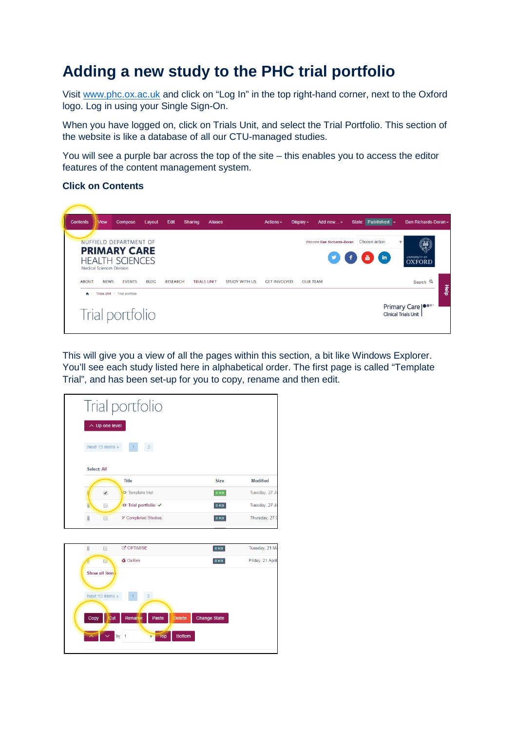# Adding a new study to the PHC trial portfolio

Visit www.phc.ox.ac.uk and click on "Log In" in the top right-hand corner, next to the Oxford logo. Log in using your Single Sign-On.

When you have logged on, click on Trials Unit, and select the Trial Portfolio. This section of the website is like a database of all our CTU-managed studies.

You will see a purple bar across the top of the site – this enables you to access the editor features of the content management system.

**Click on Contents**

This will give you a view of all the pages within this section, a bit like Windows Explorer. You'll see each study listed here in alphabetical order. The first page is called "Template Trial", and has been set-up for you to copy, rename and then edit.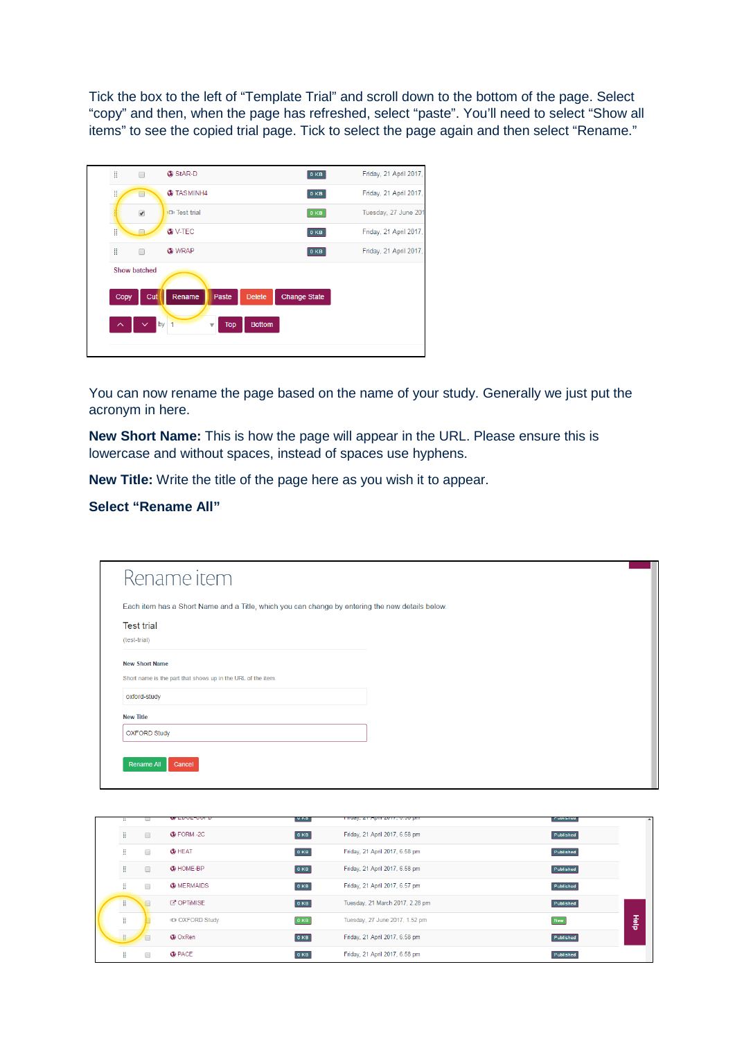Tick the box to the left of "Template Trial" and scroll down to the bottom of the page. Select "copy" and then, when the page has refreshed, select "paste". You'll need to select "Show all items" to see the copied trial page. Tick to select the page again and then select "Rename."

You can now rename the page based on the name of your study. Generally we just put the acronym in here.

**New Short Name:** This is how the page will appear in the URL. Please ensure this is lowercase and without spaces, instead of spaces use hyphens.

**New Title:** Write the title of the page here as you wish it to appear.

**Select "Rename All"**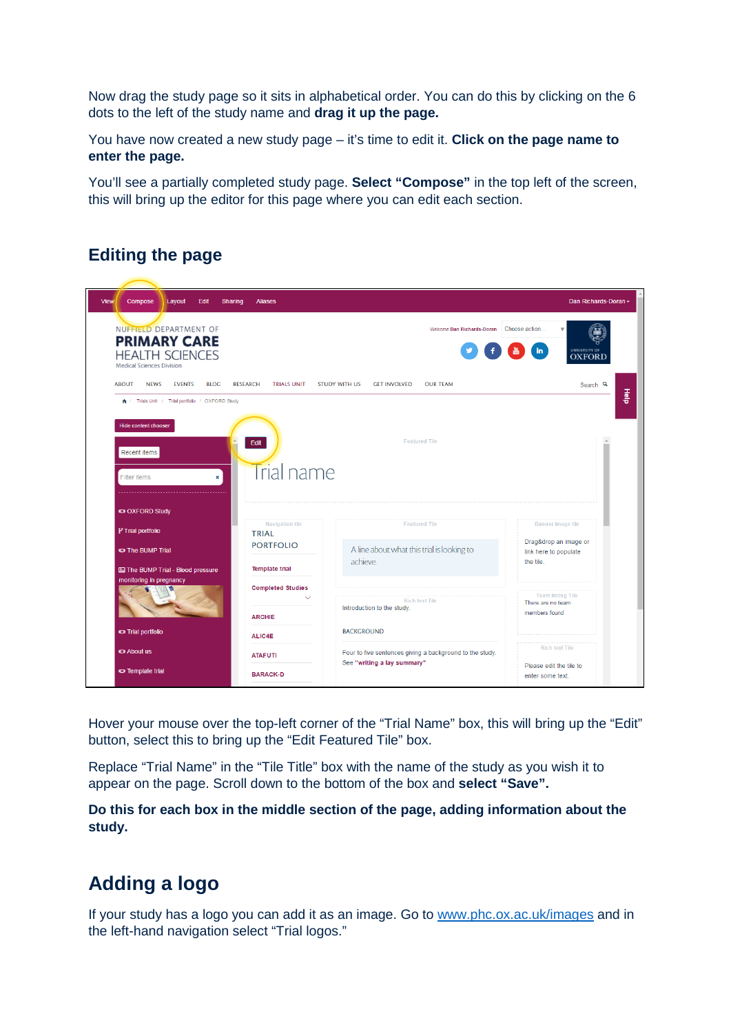Now drag the study page so it sits in alphabetical order. You can do this by clicking on the 6 dots to the left of the study name and **drag it up the page.**

You have now created a new study page – it's time to edit it. **Click on the page name to enter the page.**

You'll see a partially completed study page. **Select "Compose"** in the top left of the screen, this will bring up the editor for this page where you can edit each section.

## Editing the page

Hover your mouse over the top-left corner of the "Trial Name" box, this will bring up the "Edit" button, select this to bring up the "Edit Featured Tile" box.

Replace "Trial Name" in the "Tile Title" box with the name of the study as you wish it to appear on the page. Scroll down to the bottom of the box and **select "Save".**

**Do this for each box in the middle section of the page, adding information about the study.**

## Adding a logo

If your study has a logo you can add it as an image. Go to www.phc.ox.ac.uk/images and in the left-hand navigation select "Trial logos."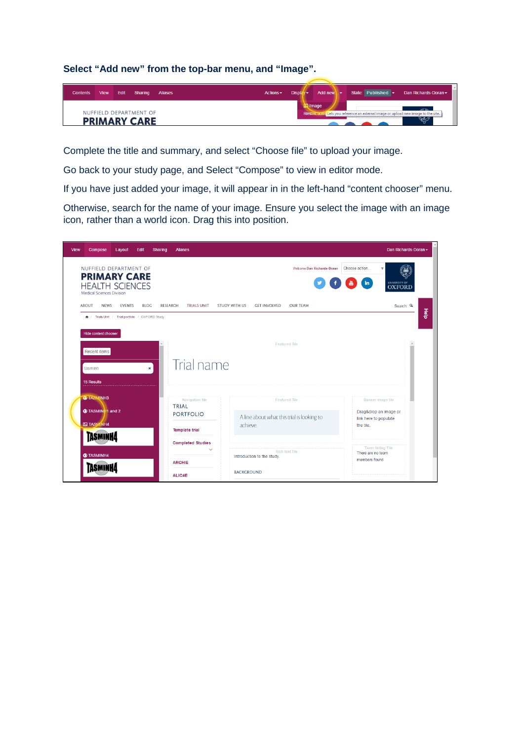**Select “Add new” from the top-bar menu, and “Image”.**

Complete the title and summary, and select “Choose file” to upload your image.

Go back to your study page, and Select “Compose” to view in editor mode.

If you have just added your image, it will appear in in the left-hand “content chooser” menu.

Otherwise, search for the name of your image. Ensure you select the image with an image icon, rather than a world icon. Drag this into position.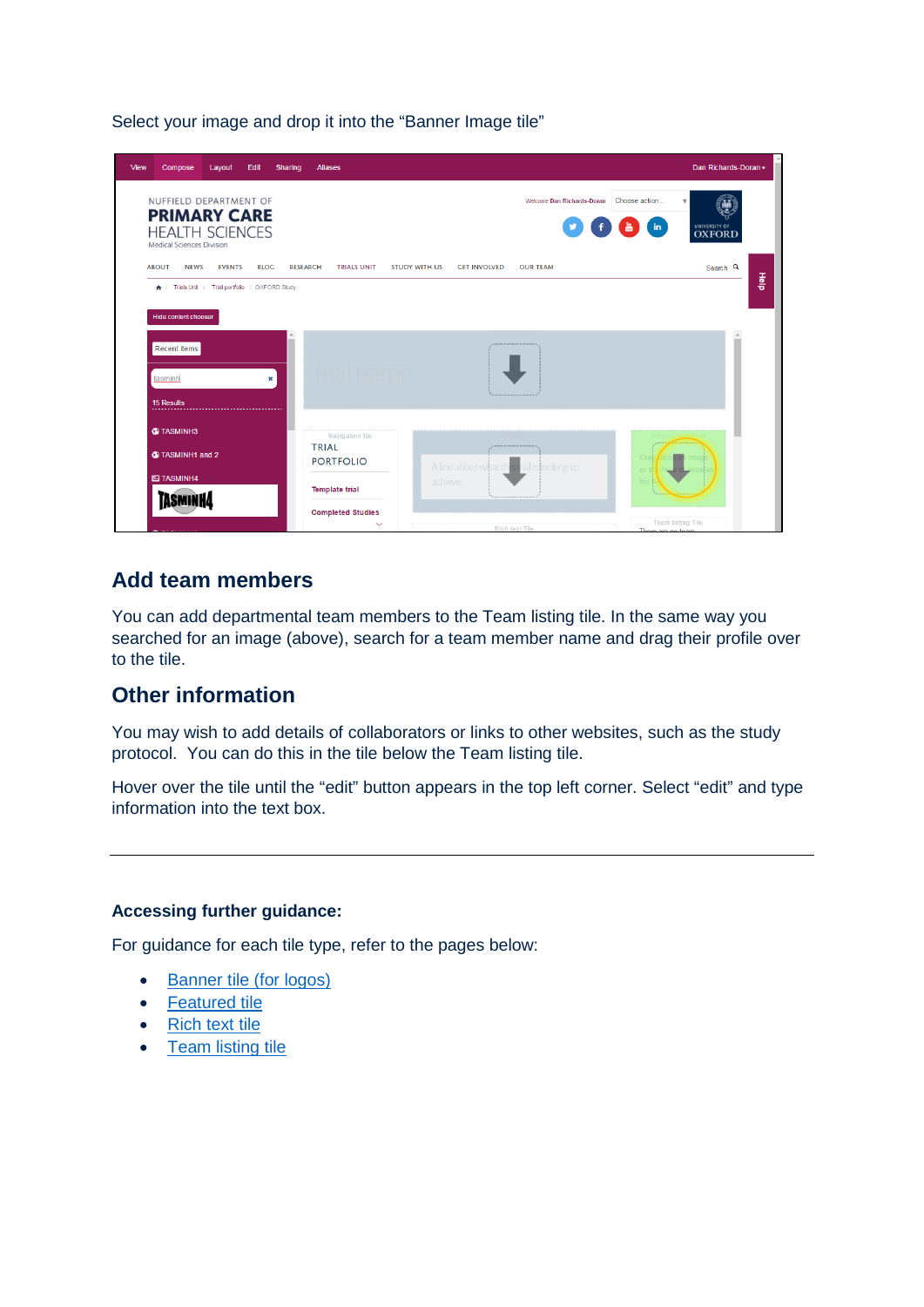Select your image and drop it into the “Banner Image tile”

## Add team members

You can add departmental team members to the Team listing tile. In the same way you searched for an image (above), search for a team member name and drag their profile over to the tile.

## Other information

You may wish to add details of collaborators or links to other websites, such as the study protocol. You can do this in the tile below the Team listing tile.

Hover over the tile until the “edit” button appears in the top left corner. Select “edit” and type information into the text box.

---

**Accessing further guidance:**

For guidance for each tile type, refer to the pages below:

- Banner tile (for logos)
- Featured tile
- Rich text tile
- Team listing tile